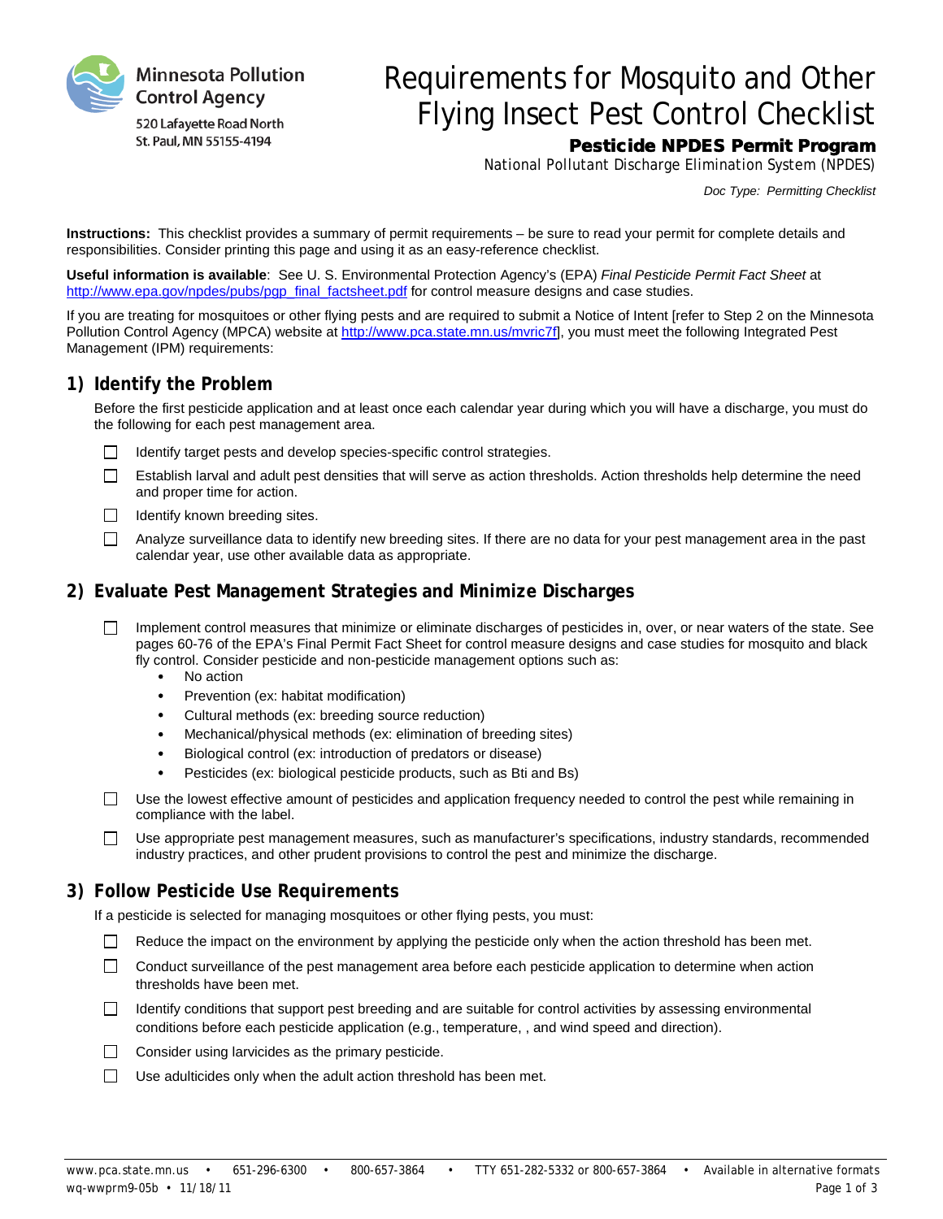Minnesota Pollution Control Agency
520 Lafayette Road North
St. Paul, MN 55155-4194

# Requirements for Mosquito and Other Flying Insect Pest Control Checklist

**Pesticide NPDES Permit Program**

National Pollutant Discharge Elimination System (NPDES)

*Doc Type: Permitting Checklist*

**Instructions:** This checklist provides a summary of permit requirements – be sure to read your permit for complete details and responsibilities. Consider printing this page and using it as an easy-reference checklist.

**Useful information is available**: See U. S. Environmental Protection Agency's (EPA) *Final Pesticide Permit Fact Sheet* at http://www.epa.gov/npdes/pubs/pgp_final_factsheet.pdf for control measure designs and case studies.

If you are treating for mosquitoes or other flying pests and are required to submit a Notice of Intent [refer to Step 2 on the Minnesota Pollution Control Agency (MPCA) website at http://www.pca.state.mn.us/mvric7f], you must meet the following Integrated Pest Management (IPM) requirements:

## 1) Identify the Problem

Before the first pesticide application and at least once each calendar year during which you will have a discharge, you must do the following for each pest management area.

- [ ] Identify target pests and develop species-specific control strategies.
- [ ] Establish larval and adult pest densities that will serve as action thresholds. Action thresholds help determine the need and proper time for action.
- [ ] Identify known breeding sites.
- [ ] Analyze surveillance data to identify new breeding sites. If there are no data for your pest management area in the past calendar year, use other available data as appropriate.

## 2) Evaluate Pest Management Strategies and Minimize Discharges

- [ ] Implement control measures that minimize or eliminate discharges of pesticides in, over, or near waters of the state. See pages 60-76 of the EPA's Final Permit Fact Sheet for control measure designs and case studies for mosquito and black fly control. Consider pesticide and non-pesticide management options such as:
  - No action
  - Prevention (ex: habitat modification)
  - Cultural methods (ex: breeding source reduction)
  - Mechanical/physical methods (ex: elimination of breeding sites)
  - Biological control (ex: introduction of predators or disease)
  - Pesticides (ex: biological pesticide products, such as Bti and Bs)
- [ ] Use the lowest effective amount of pesticides and application frequency needed to control the pest while remaining in compliance with the label.
- [ ] Use appropriate pest management measures, such as manufacturer's specifications, industry standards, recommended industry practices, and other prudent provisions to control the pest and minimize the discharge.

## 3) Follow Pesticide Use Requirements

If a pesticide is selected for managing mosquitoes or other flying pests, you must:

- [ ] Reduce the impact on the environment by applying the pesticide only when the action threshold has been met.
- [ ] Conduct surveillance of the pest management area before each pesticide application to determine when action thresholds have been met.
- [ ] Identify conditions that support pest breeding and are suitable for control activities by assessing environmental conditions before each pesticide application (e.g., temperature, , and wind speed and direction).
- [ ] Consider using larvicides as the primary pesticide.
- [ ] Use adulticides only when the adult action threshold has been met.

www.pca.state.mn.us • 651-296-6300 • 800-657-3864 • TTY 651-282-5332 or 800-657-3864 • Available in alternative formats
wq-wwprm9-05b • 11/18/11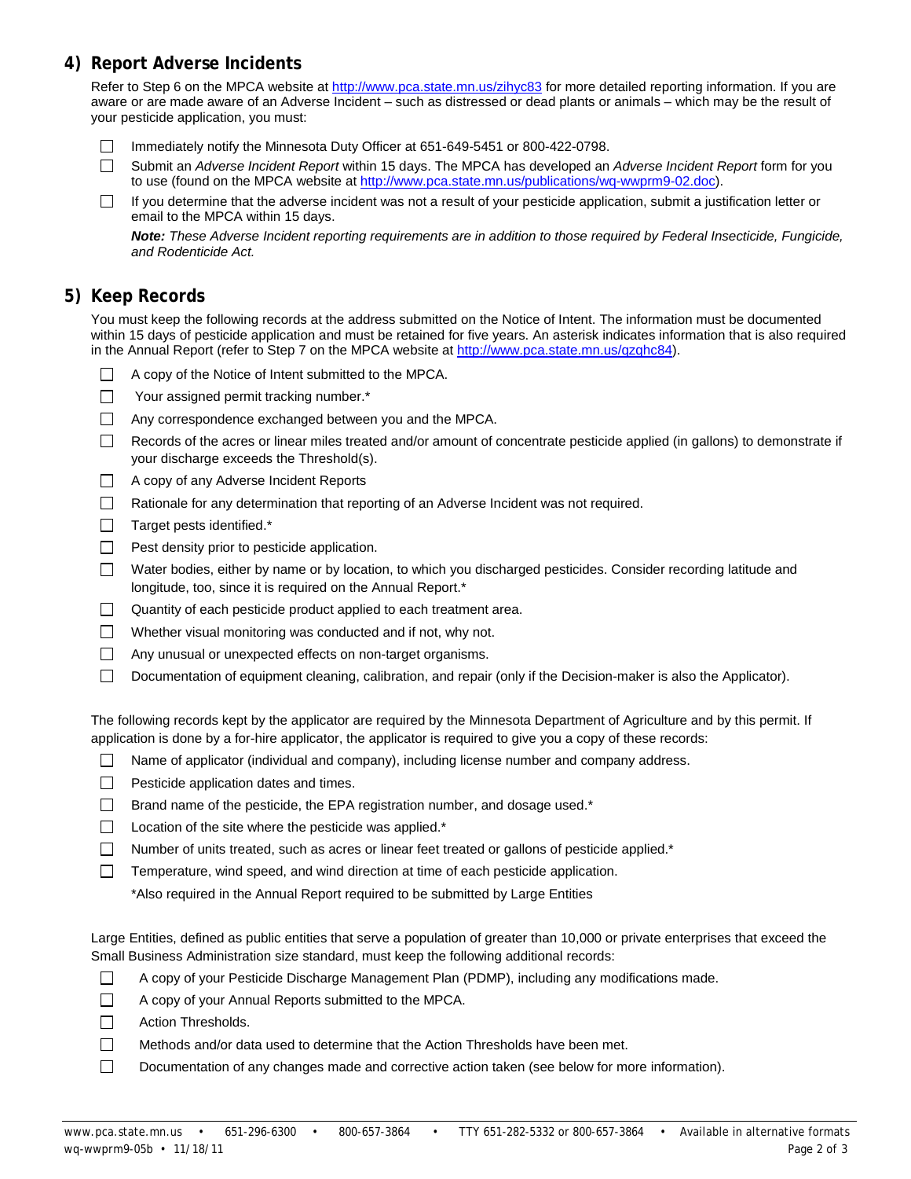## 4) Report Adverse Incidents

Refer to Step 6 on the MPCA website at http://www.pca.state.mn.us/zihyc83 for more detailed reporting information. If you are aware or are made aware of an Adverse Incident – such as distressed or dead plants or animals – which may be the result of your pesticide application, you must:

- ☐ Immediately notify the Minnesota Duty Officer at 651-649-5451 or 800-422-0798.
- ☐ Submit an *Adverse Incident Report* within 15 days. The MPCA has developed an *Adverse Incident Report* form for you to use (found on the MPCA website at http://www.pca.state.mn.us/publications/wq-wwprm9-02.doc).
- ☐ If you determine that the adverse incident was not a result of your pesticide application, submit a justification letter or email to the MPCA within 15 days.

  ***Note:*** *These Adverse Incident reporting requirements are in addition to those required by Federal Insecticide, Fungicide, and Rodenticide Act.*

## 5) Keep Records

You must keep the following records at the address submitted on the Notice of Intent. The information must be documented within 15 days of pesticide application and must be retained for five years. An asterisk indicates information that is also required in the Annual Report (refer to Step 7 on the MPCA website at http://www.pca.state.mn.us/qzqhc84).

- ☐ A copy of the Notice of Intent submitted to the MPCA.
- ☐ Your assigned permit tracking number.*
- ☐ Any correspondence exchanged between you and the MPCA.
- ☐ Records of the acres or linear miles treated and/or amount of concentrate pesticide applied (in gallons) to demonstrate if your discharge exceeds the Threshold(s).
- ☐ A copy of any Adverse Incident Reports
- ☐ Rationale for any determination that reporting of an Adverse Incident was not required.
- ☐ Target pests identified.*
- ☐ Pest density prior to pesticide application.
- ☐ Water bodies, either by name or by location, to which you discharged pesticides. Consider recording latitude and longitude, too, since it is required on the Annual Report.*
- ☐ Quantity of each pesticide product applied to each treatment area.
- ☐ Whether visual monitoring was conducted and if not, why not.
- ☐ Any unusual or unexpected effects on non-target organisms.
- ☐ Documentation of equipment cleaning, calibration, and repair (only if the Decision-maker is also the Applicator).

The following records kept by the applicator are required by the Minnesota Department of Agriculture and by this permit. If application is done by a for-hire applicator, the applicator is required to give you a copy of these records:

- ☐ Name of applicator (individual and company), including license number and company address.
- ☐ Pesticide application dates and times.
- ☐ Brand name of the pesticide, the EPA registration number, and dosage used.*
- ☐ Location of the site where the pesticide was applied.*
- ☐ Number of units treated, such as acres or linear feet treated or gallons of pesticide applied.*
- ☐ Temperature, wind speed, and wind direction at time of each pesticide application.

  *Also required in the Annual Report required to be submitted by Large Entities

Large Entities, defined as public entities that serve a population of greater than 10,000 or private enterprises that exceed the Small Business Administration size standard, must keep the following additional records:

- ☐ A copy of your Pesticide Discharge Management Plan (PDMP), including any modifications made.
- ☐ A copy of your Annual Reports submitted to the MPCA.
- ☐ Action Thresholds.
- ☐ Methods and/or data used to determine that the Action Thresholds have been met.
- ☐ Documentation of any changes made and corrective action taken (see below for more information).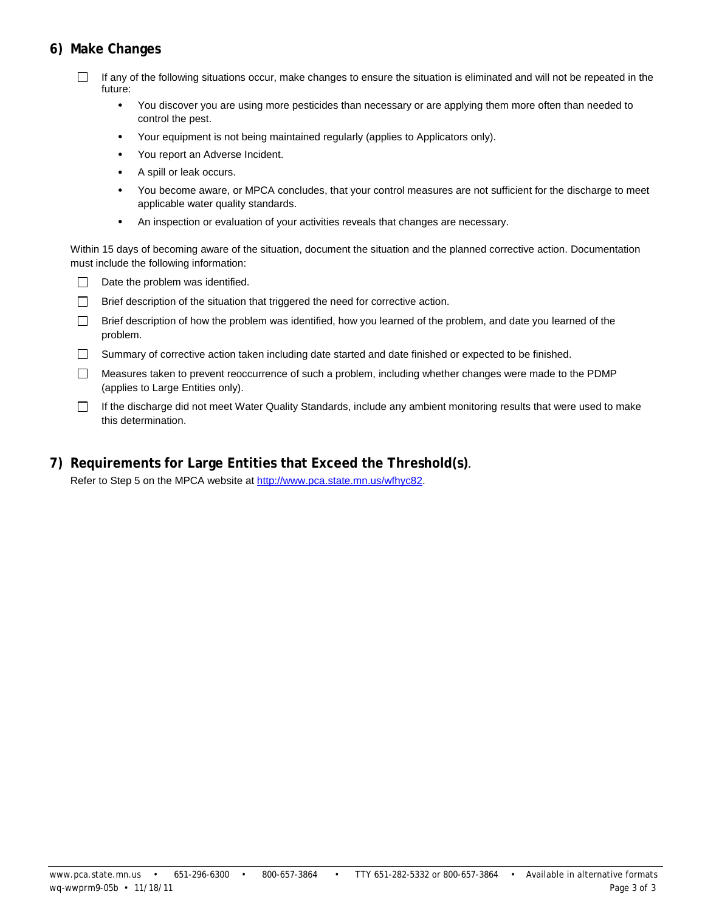## 6) Make Changes

- [ ] If any of the following situations occur, make changes to ensure the situation is eliminated and will not be repeated in the future:
    - You discover you are using more pesticides than necessary or are applying them more often than needed to control the pest.
    - Your equipment is not being maintained regularly (applies to Applicators only).
    - You report an Adverse Incident.
    - A spill or leak occurs.
    - You become aware, or MPCA concludes, that your control measures are not sufficient for the discharge to meet applicable water quality standards.
    - An inspection or evaluation of your activities reveals that changes are necessary.

Within 15 days of becoming aware of the situation, document the situation and the planned corrective action. Documentation must include the following information:

- [ ] Date the problem was identified.
- [ ] Brief description of the situation that triggered the need for corrective action.
- [ ] Brief description of how the problem was identified, how you learned of the problem, and date you learned of the problem.
- [ ] Summary of corrective action taken including date started and date finished or expected to be finished.
- [ ] Measures taken to prevent reoccurrence of such a problem, including whether changes were made to the PDMP (applies to Large Entities only).
- [ ] If the discharge did not meet Water Quality Standards, include any ambient monitoring results that were used to make this determination.

## 7) Requirements for Large Entities that Exceed the Threshold(s).

Refer to Step 5 on the MPCA website at http://www.pca.state.mn.us/wfhyc82.

www.pca.state.mn.us • 651-296-6300 • 800-657-3864 • TTY 651-282-5332 or 800-657-3864 • Available in alternative formats
wq-wwprm9-05b • 11/18/11